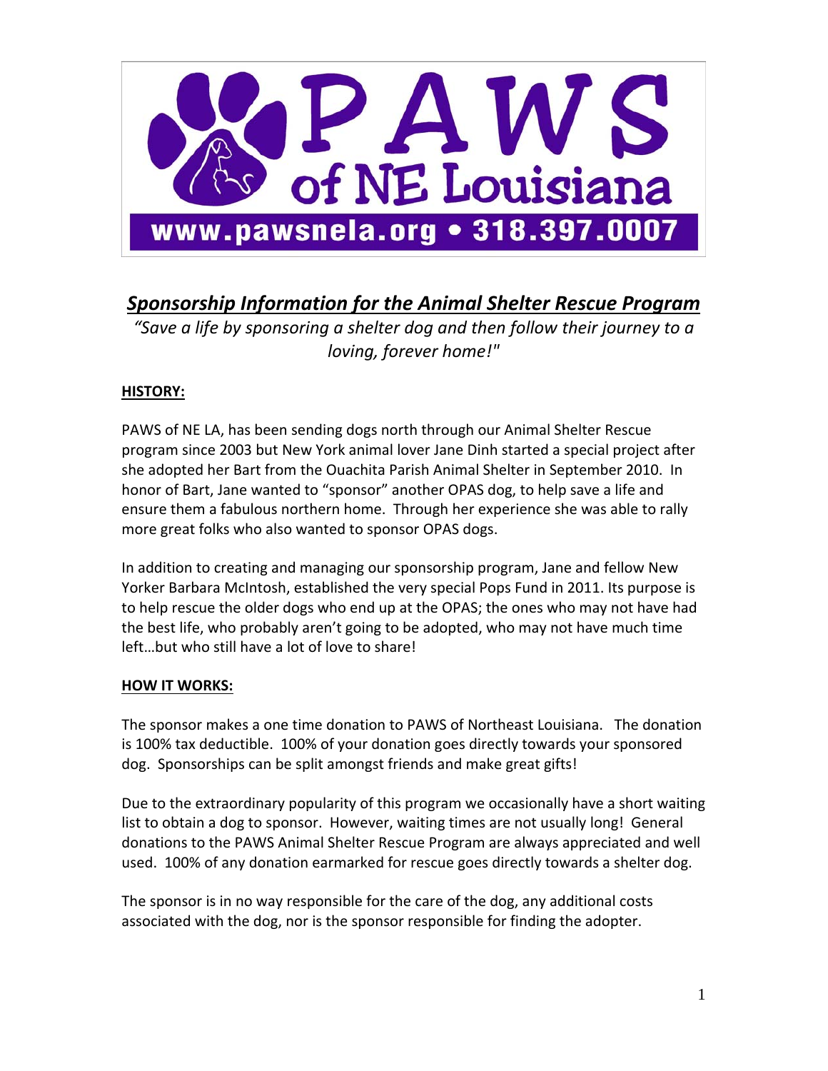PAWS of NE Louisiana

www.pawsnela.org • 318.397.0007

# ***Sponsorship Information for the Animal Shelter Rescue Program***

*"Save a life by sponsoring a shelter dog and then follow their journey to a loving, forever home!"*

**HISTORY:**

PAWS of NE LA, has been sending dogs north through our Animal Shelter Rescue program since 2003 but New York animal lover Jane Dinh started a special project after she adopted her Bart from the Ouachita Parish Animal Shelter in September 2010. In honor of Bart, Jane wanted to "sponsor" another OPAS dog, to help save a life and ensure them a fabulous northern home. Through her experience she was able to rally more great folks who also wanted to sponsor OPAS dogs.

In addition to creating and managing our sponsorship program, Jane and fellow New Yorker Barbara McIntosh, established the very special Pops Fund in 2011. Its purpose is to help rescue the older dogs who end up at the OPAS; the ones who may not have had the best life, who probably aren't going to be adopted, who may not have much time left…but who still have a lot of love to share!

**HOW IT WORKS:**

The sponsor makes a one time donation to PAWS of Northeast Louisiana. The donation is 100% tax deductible. 100% of your donation goes directly towards your sponsored dog. Sponsorships can be split amongst friends and make great gifts!

Due to the extraordinary popularity of this program we occasionally have a short waiting list to obtain a dog to sponsor. However, waiting times are not usually long! General donations to the PAWS Animal Shelter Rescue Program are always appreciated and well used. 100% of any donation earmarked for rescue goes directly towards a shelter dog.

The sponsor is in no way responsible for the care of the dog, any additional costs associated with the dog, nor is the sponsor responsible for finding the adopter.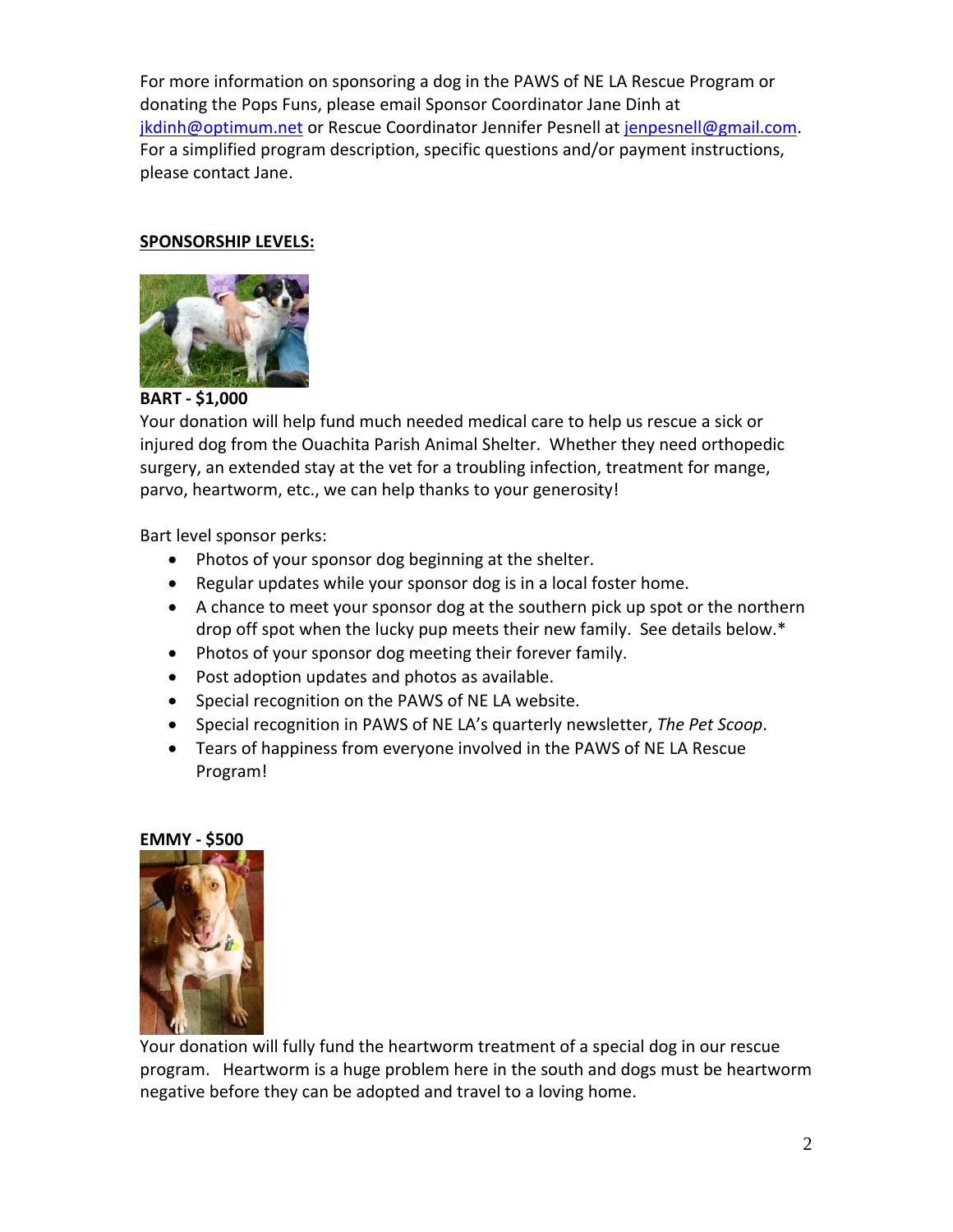For more information on sponsoring a dog in the PAWS of NE LA Rescue Program or donating the Pops Funs, please email Sponsor Coordinator Jane Dinh at jkdinh@optimum.net or Rescue Coordinator Jennifer Pesnell at jenpesnell@gmail.com. For a simplified program description, specific questions and/or payment instructions, please contact Jane.

**SPONSORSHIP LEVELS:**

**BART - $1,000**

Your donation will help fund much needed medical care to help us rescue a sick or injured dog from the Ouachita Parish Animal Shelter. Whether they need orthopedic surgery, an extended stay at the vet for a troubling infection, treatment for mange, parvo, heartworm, etc., we can help thanks to your generosity!

Bart level sponsor perks:

- Photos of your sponsor dog beginning at the shelter.
- Regular updates while your sponsor dog is in a local foster home.
- A chance to meet your sponsor dog at the southern pick up spot or the northern drop off spot when the lucky pup meets their new family. See details below.*
- Photos of your sponsor dog meeting their forever family.
- Post adoption updates and photos as available.
- Special recognition on the PAWS of NE LA website.
- Special recognition in PAWS of NE LA's quarterly newsletter, *The Pet Scoop*.
- Tears of happiness from everyone involved in the PAWS of NE LA Rescue Program!

**EMMY - $500**

Your donation will fully fund the heartworm treatment of a special dog in our rescue program. Heartworm is a huge problem here in the south and dogs must be heartworm negative before they can be adopted and travel to a loving home.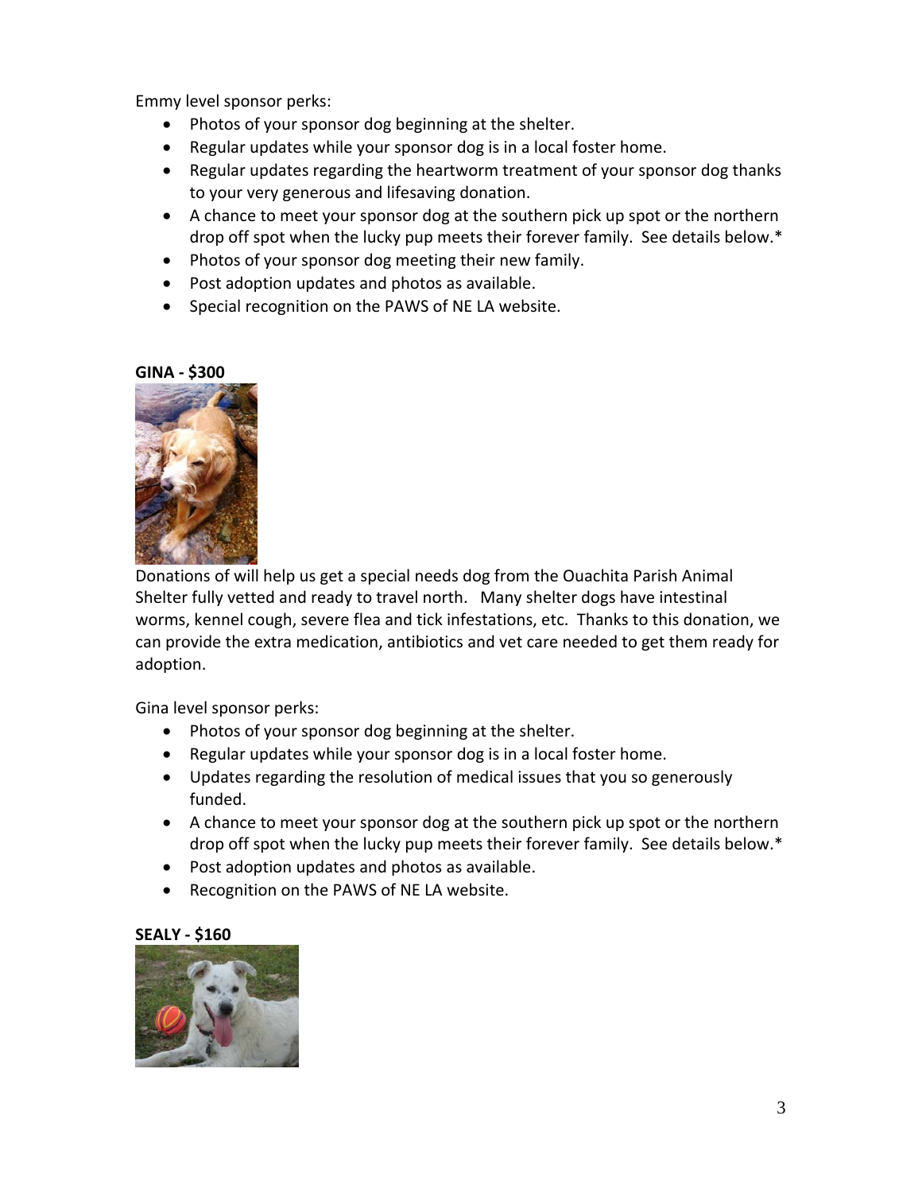Emmy level sponsor perks:

- Photos of your sponsor dog beginning at the shelter.
- Regular updates while your sponsor dog is in a local foster home.
- Regular updates regarding the heartworm treatment of your sponsor dog thanks to your very generous and lifesaving donation.
- A chance to meet your sponsor dog at the southern pick up spot or the northern drop off spot when the lucky pup meets their forever family. See details below.*
- Photos of your sponsor dog meeting their new family.
- Post adoption updates and photos as available.
- Special recognition on the PAWS of NE LA website.

**GINA - $300**

Donations of will help us get a special needs dog from the Ouachita Parish Animal Shelter fully vetted and ready to travel north. Many shelter dogs have intestinal worms, kennel cough, severe flea and tick infestations, etc. Thanks to this donation, we can provide the extra medication, antibiotics and vet care needed to get them ready for adoption.

Gina level sponsor perks:

- Photos of your sponsor dog beginning at the shelter.
- Regular updates while your sponsor dog is in a local foster home.
- Updates regarding the resolution of medical issues that you so generously funded.
- A chance to meet your sponsor dog at the southern pick up spot or the northern drop off spot when the lucky pup meets their forever family. See details below.*
- Post adoption updates and photos as available.
- Recognition on the PAWS of NE LA website.

**SEALY - $160**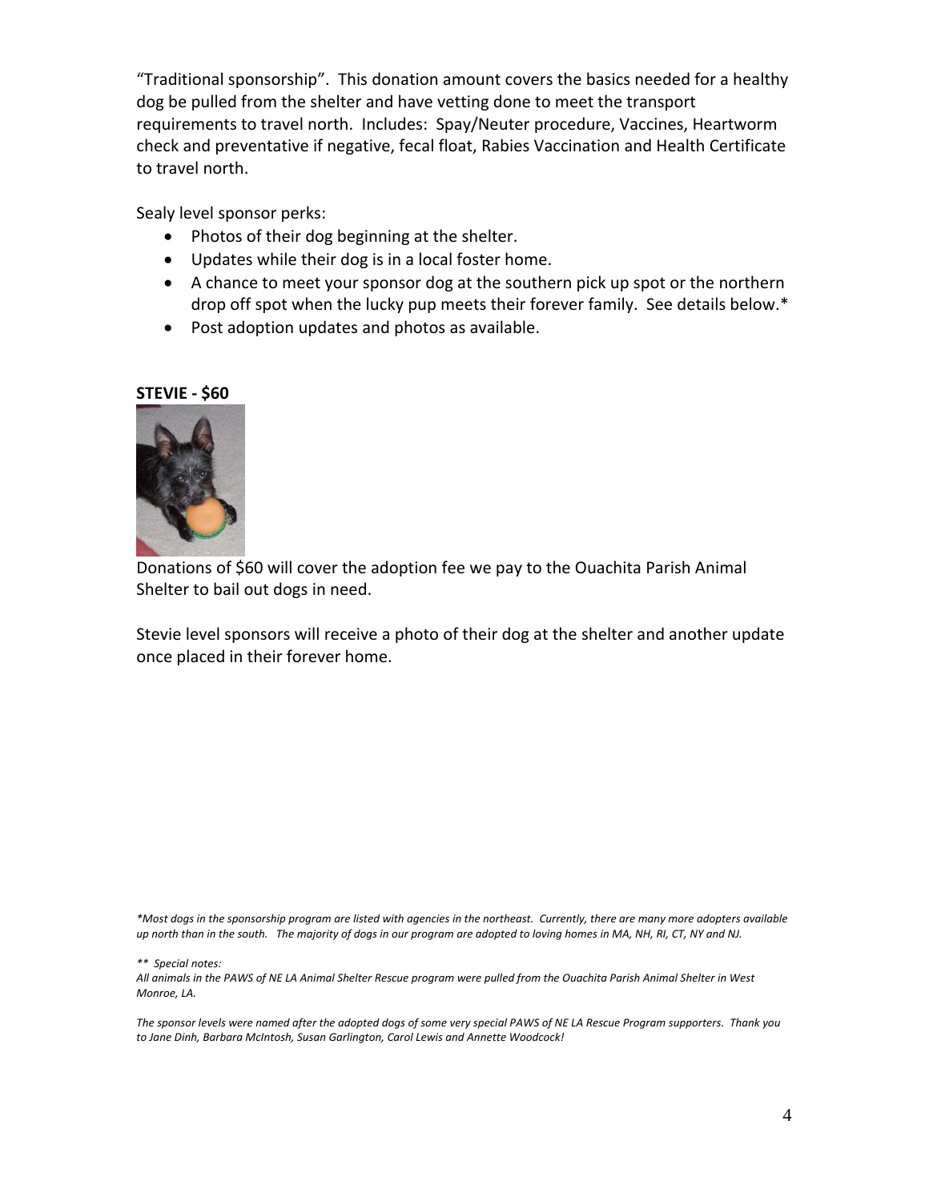"Traditional sponsorship". This donation amount covers the basics needed for a healthy dog be pulled from the shelter and have vetting done to meet the transport requirements to travel north. Includes: Spay/Neuter procedure, Vaccines, Heartworm check and preventative if negative, fecal float, Rabies Vaccination and Health Certificate to travel north.

Sealy level sponsor perks:

- Photos of their dog beginning at the shelter.
- Updates while their dog is in a local foster home.
- A chance to meet your sponsor dog at the southern pick up spot or the northern drop off spot when the lucky pup meets their forever family. See details below.*
- Post adoption updates and photos as available.

**STEVIE - $60**

Donations of $60 will cover the adoption fee we pay to the Ouachita Parish Animal Shelter to bail out dogs in need.

Stevie level sponsors will receive a photo of their dog at the shelter and another update once placed in their forever home.

*\*Most dogs in the sponsorship program are listed with agencies in the northeast. Currently, there are many more adopters available up north than in the south. The majority of dogs in our program are adopted to loving homes in MA, NH, RI, CT, NY and NJ.*

*\*\* Special notes:*
*All animals in the PAWS of NE LA Animal Shelter Rescue program were pulled from the Ouachita Parish Animal Shelter in West Monroe, LA.*

*The sponsor levels were named after the adopted dogs of some very special PAWS of NE LA Rescue Program supporters. Thank you to Jane Dinh, Barbara McIntosh, Susan Garlington, Carol Lewis and Annette Woodcock!*